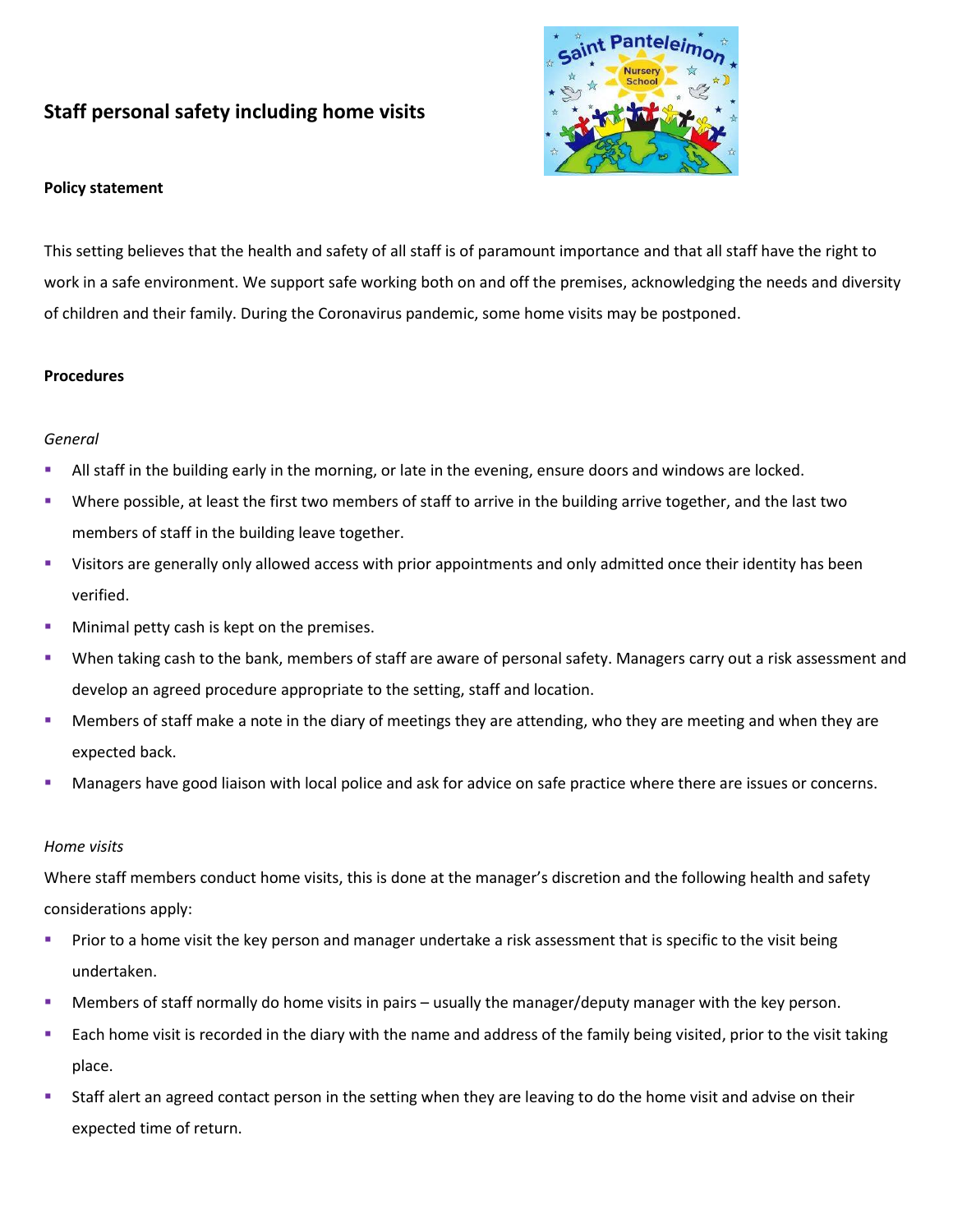# Staff personal safety including home visits

**Policy statement**

This setting believes that the health and safety of all staff is of paramount importance and that all staff have the right to work in a safe environment. We support safe working both on and off the premises, acknowledging the needs and diversity of children and their family. During the Coronavirus pandemic, some home visits may be postponed.

**Procedures**

*General*

- All staff in the building early in the morning, or late in the evening, ensure doors and windows are locked.
- Where possible, at least the first two members of staff to arrive in the building arrive together, and the last two members of staff in the building leave together.
- Visitors are generally only allowed access with prior appointments and only admitted once their identity has been verified.
- Minimal petty cash is kept on the premises.
- When taking cash to the bank, members of staff are aware of personal safety. Managers carry out a risk assessment and develop an agreed procedure appropriate to the setting, staff and location.
- Members of staff make a note in the diary of meetings they are attending, who they are meeting and when they are expected back.
- Managers have good liaison with local police and ask for advice on safe practice where there are issues or concerns.

*Home visits*

Where staff members conduct home visits, this is done at the manager's discretion and the following health and safety considerations apply:

- Prior to a home visit the key person and manager undertake a risk assessment that is specific to the visit being undertaken.
- Members of staff normally do home visits in pairs – usually the manager/deputy manager with the key person.
- Each home visit is recorded in the diary with the name and address of the family being visited, prior to the visit taking place.
- Staff alert an agreed contact person in the setting when they are leaving to do the home visit and advise on their expected time of return.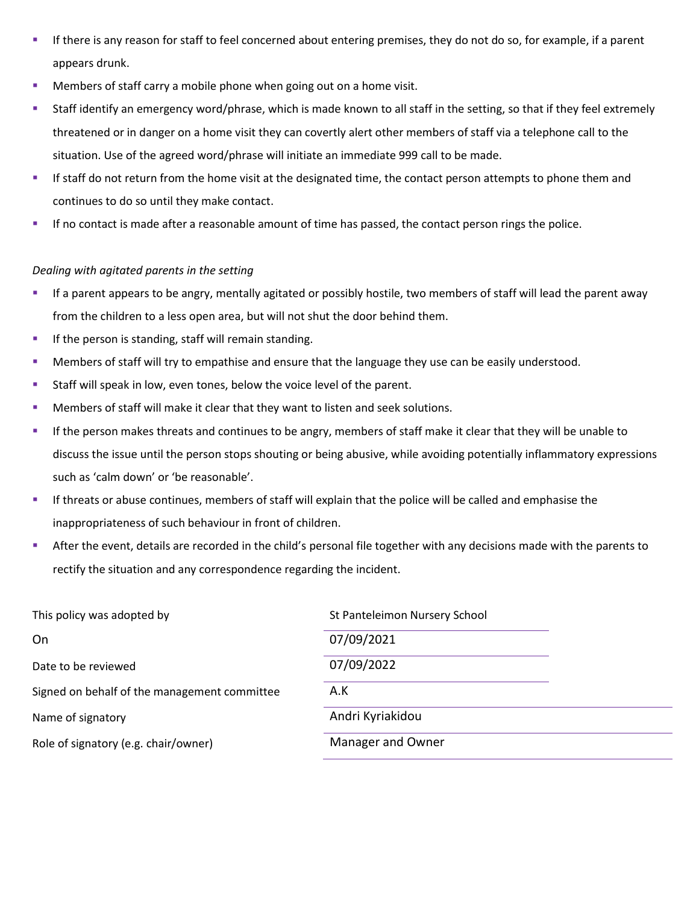- If there is any reason for staff to feel concerned about entering premises, they do not do so, for example, if a parent appears drunk.
- Members of staff carry a mobile phone when going out on a home visit.
- Staff identify an emergency word/phrase, which is made known to all staff in the setting, so that if they feel extremely threatened or in danger on a home visit they can covertly alert other members of staff via a telephone call to the situation. Use of the agreed word/phrase will initiate an immediate 999 call to be made.
- If staff do not return from the home visit at the designated time, the contact person attempts to phone them and continues to do so until they make contact.
- If no contact is made after a reasonable amount of time has passed, the contact person rings the police.

*Dealing with agitated parents in the setting*

- If a parent appears to be angry, mentally agitated or possibly hostile, two members of staff will lead the parent away from the children to a less open area, but will not shut the door behind them.
- If the person is standing, staff will remain standing.
- Members of staff will try to empathise and ensure that the language they use can be easily understood.
- Staff will speak in low, even tones, below the voice level of the parent.
- Members of staff will make it clear that they want to listen and seek solutions.
- If the person makes threats and continues to be angry, members of staff make it clear that they will be unable to discuss the issue until the person stops shouting or being abusive, while avoiding potentially inflammatory expressions such as 'calm down' or 'be reasonable'.
- If threats or abuse continues, members of staff will explain that the police will be called and emphasise the inappropriateness of such behaviour in front of children.
- After the event, details are recorded in the child's personal file together with any decisions made with the parents to rectify the situation and any correspondence regarding the incident.

| | |
|---|---|
| This policy was adopted by | St Panteleimon Nursery School |
| On | 07/09/2021 |
| Date to be reviewed | 07/09/2022 |
| Signed on behalf of the management committee | A.K |
| Name of signatory | Andri Kyriakidou |
| Role of signatory (e.g. chair/owner) | Manager and Owner |